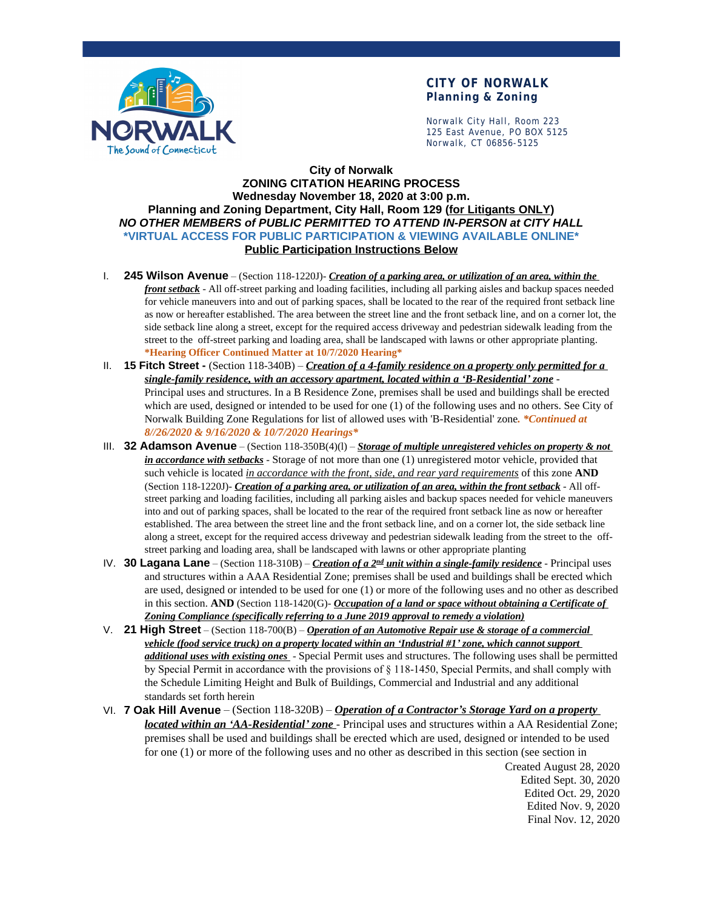**CITY OF NORWALK**
**Planning & Zoning**

Norwalk City Hall, Room 223
125 East Avenue, PO BOX 5125
Norwalk, CT 06856-5125

# City of Norwalk
## ZONING CITATION HEARING PROCESS
## Wednesday November 18, 2020 at 3:00 p.m.
## Planning and Zoning Department, City Hall, Room 129 (for Litigants ONLY)
***NO OTHER MEMBERS of PUBLIC PERMITTED TO ATTEND IN-PERSON at CITY HALL***
**\*VIRTUAL ACCESS FOR PUBLIC PARTICIPATION & VIEWING AVAILABLE ONLINE\***
**Public Participation Instructions Below**

I. **245 Wilson Avenue** – (Section 118-1220J)- ***Creation of a parking area, or utilization of an area, within the front setback*** - All off-street parking and loading facilities, including all parking aisles and backup spaces needed for vehicle maneuvers into and out of parking spaces, shall be located to the rear of the required front setback line as now or hereafter established. The area between the street line and the front setback line, and on a corner lot, the side setback line along a street, except for the required access driveway and pedestrian sidewalk leading from the street to the off-street parking and loading area, shall be landscaped with lawns or other appropriate planting. **\*Hearing Officer Continued Matter at 10/7/2020 Hearing\***

II. **15 Fitch Street -** (Section 118-340B) – ***Creation of a 4-family residence on a property only permitted for a single-family residence, with an accessory apartment, located within a 'B-Residential' zone*** - Principal uses and structures. In a B Residence Zone, premises shall be used and buildings shall be erected which are used, designed or intended to be used for one (1) of the following uses and no others. See City of Norwalk Building Zone Regulations for list of allowed uses with 'B-Residential' zone. ***\*Continued at 8//26/2020 & 9/16/2020 & 10/7/2020 Hearings\****

III. **32 Adamson Avenue** – (Section 118-350B(4)(l) – ***Storage of multiple unregistered vehicles on property & not in accordance with setbacks*** - Storage of not more than one (1) unregistered motor vehicle, provided that such vehicle is located *in accordance with the front, side, and rear yard requirements* of this zone **AND** (Section 118-1220J)- ***Creation of a parking area, or utilization of an area, within the front setback*** - All off-street parking and loading facilities, including all parking aisles and backup spaces needed for vehicle maneuvers into and out of parking spaces, shall be located to the rear of the required front setback line as now or hereafter established. The area between the street line and the front setback line, and on a corner lot, the side setback line along a street, except for the required access driveway and pedestrian sidewalk leading from the street to the off-street parking and loading area, shall be landscaped with lawns or other appropriate planting

IV. **30 Lagana Lane** – (Section 118-310B) – ***Creation of a 2nd unit within a single-family residence*** - Principal uses and structures within a AAA Residential Zone; premises shall be used and buildings shall be erected which are used, designed or intended to be used for one (1) or more of the following uses and no other as described in this section. **AND** (Section 118-1420(G)- ***Occupation of a land or space without obtaining a Certificate of Zoning Compliance (specifically referring to a June 2019 approval to remedy a violation)***

V. **21 High Street** – (Section 118-700(B) – ***Operation of an Automotive Repair use & storage of a commercial vehicle (food service truck) on a property located within an 'Industrial #1' zone, which cannot support additional uses with existing ones*** - Special Permit uses and structures. The following uses shall be permitted by Special Permit in accordance with the provisions of § 118-1450, Special Permits, and shall comply with the Schedule Limiting Height and Bulk of Buildings, Commercial and Industrial and any additional standards set forth herein

VI. **7 Oak Hill Avenue** – (Section 118-320B) – ***Operation of a Contractor's Storage Yard on a property located within an 'AA-Residential' zone*** - Principal uses and structures within a AA Residential Zone; premises shall be used and buildings shall be erected which are used, designed or intended to be used for one (1) or more of the following uses and no other as described in this section (see section in

Created August 28, 2020
Edited Sept. 30, 2020
Edited Oct. 29, 2020
Edited Nov. 9, 2020
Final Nov. 12, 2020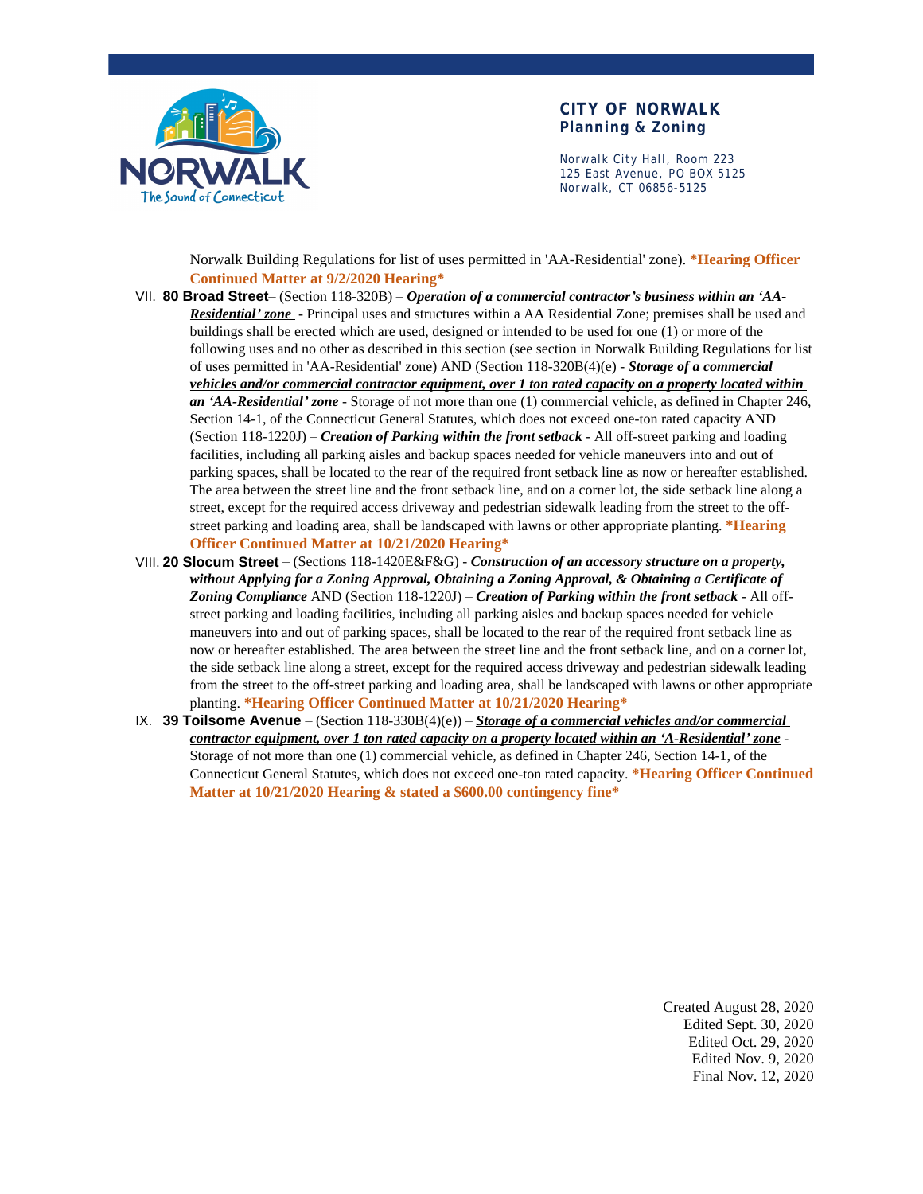Norwalk Building Regulations for list of uses permitted in 'AA-Residential' zone). **\*Hearing Officer Continued Matter at 9/2/2020 Hearing\***

VII. **80 Broad Street**– (Section 118-320B) – ***Operation of a commercial contractor's business within an 'AA-Residential' zone*** - Principal uses and structures within a AA Residential Zone; premises shall be used and buildings shall be erected which are used, designed or intended to be used for one (1) or more of the following uses and no other as described in this section (see section in Norwalk Building Regulations for list of uses permitted in 'AA-Residential' zone) AND (Section 118-320B(4)(e) - ***Storage of a commercial vehicles and/or commercial contractor equipment, over 1 ton rated capacity on a property located within an 'AA-Residential' zone*** - Storage of not more than one (1) commercial vehicle, as defined in Chapter 246, Section 14-1, of the Connecticut General Statutes, which does not exceed one-ton rated capacity AND (Section 118-1220J) – ***Creation of Parking within the front setback*** - All off-street parking and loading facilities, including all parking aisles and backup spaces needed for vehicle maneuvers into and out of parking spaces, shall be located to the rear of the required front setback line as now or hereafter established. The area between the street line and the front setback line, and on a corner lot, the side setback line along a street, except for the required access driveway and pedestrian sidewalk leading from the street to the off-street parking and loading area, shall be landscaped with lawns or other appropriate planting. **\*Hearing Officer Continued Matter at 10/21/2020 Hearing\***

VIII. **20 Slocum Street** – (Sections 118-1420E&F&G) - ***Construction of an accessory structure on a property, without Applying for a Zoning Approval, Obtaining a Zoning Approval, & Obtaining a Certificate of Zoning Compliance*** AND (Section 118-1220J) – ***Creation of Parking within the front setback*** - All off-street parking and loading facilities, including all parking aisles and backup spaces needed for vehicle maneuvers into and out of parking spaces, shall be located to the rear of the required front setback line as now or hereafter established. The area between the street line and the front setback line, and on a corner lot, the side setback line along a street, except for the required access driveway and pedestrian sidewalk leading from the street to the off-street parking and loading area, shall be landscaped with lawns or other appropriate planting. **\*Hearing Officer Continued Matter at 10/21/2020 Hearing\***

IX. **39 Toilsome Avenue** – (Section 118-330B(4)(e)) – ***Storage of a commercial vehicles and/or commercial contractor equipment, over 1 ton rated capacity on a property located within an 'A-Residential' zone*** - Storage of not more than one (1) commercial vehicle, as defined in Chapter 246, Section 14-1, of the Connecticut General Statutes, which does not exceed one-ton rated capacity. **\*Hearing Officer Continued Matter at 10/21/2020 Hearing & stated a $600.00 contingency fine\***

Created August 28, 2020
Edited Sept. 30, 2020
Edited Oct. 29, 2020
Edited Nov. 9, 2020
Final Nov. 12, 2020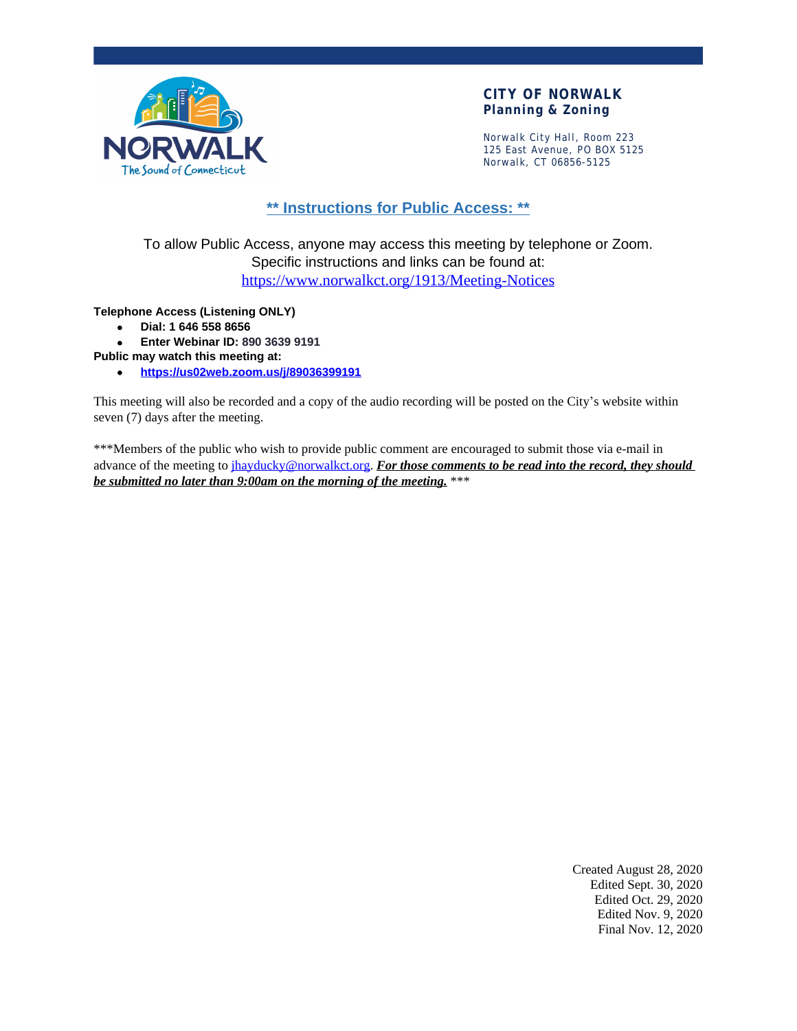**CITY OF NORWALK**
**Planning & Zoning**

Norwalk City Hall, Room 223
125 East Avenue, PO BOX 5125
Norwalk, CT 06856-5125

## ** Instructions for Public Access: **

To allow Public Access, anyone may access this meeting by telephone or Zoom.
Specific instructions and links can be found at:
https://www.norwalkct.org/1913/Meeting-Notices

**Telephone Access (Listening ONLY)**

- **Dial: 1 646 558 8656**
- **Enter Webinar ID: 890 3639 9191**

**Public may watch this meeting at:**

- **https://us02web.zoom.us/j/89036399191**

This meeting will also be recorded and a copy of the audio recording will be posted on the City's website within seven (7) days after the meeting.

***Members of the public who wish to provide public comment are encouraged to submit those via e-mail in advance of the meeting to jhayducky@norwalkct.org. ***For those comments to be read into the record, they should be submitted no later than 9:00am on the morning of the meeting.*** ***

Created August 28, 2020
Edited Sept. 30, 2020
Edited Oct. 29, 2020
Edited Nov. 9, 2020
Final Nov. 12, 2020